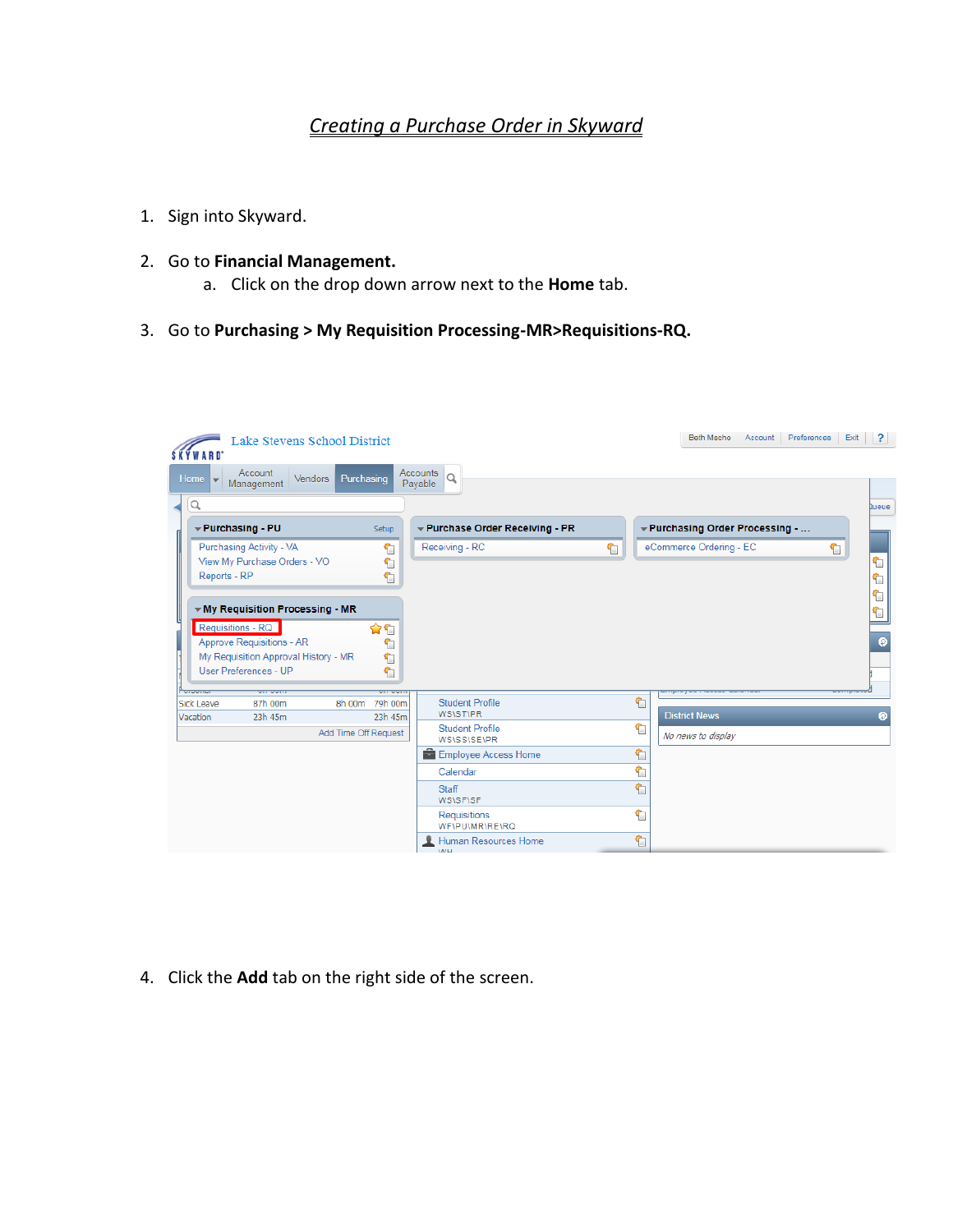# *Creating a Purchase Order in Skyward*

1. Sign into Skyward.

2. Go to **Financial Management.**
   a. Click on the drop down arrow next to the **Home** tab.

3. Go to **Purchasing > My Requisition Processing-MR>Requisitions-RQ.**

4. Click the **Add** tab on the right side of the screen.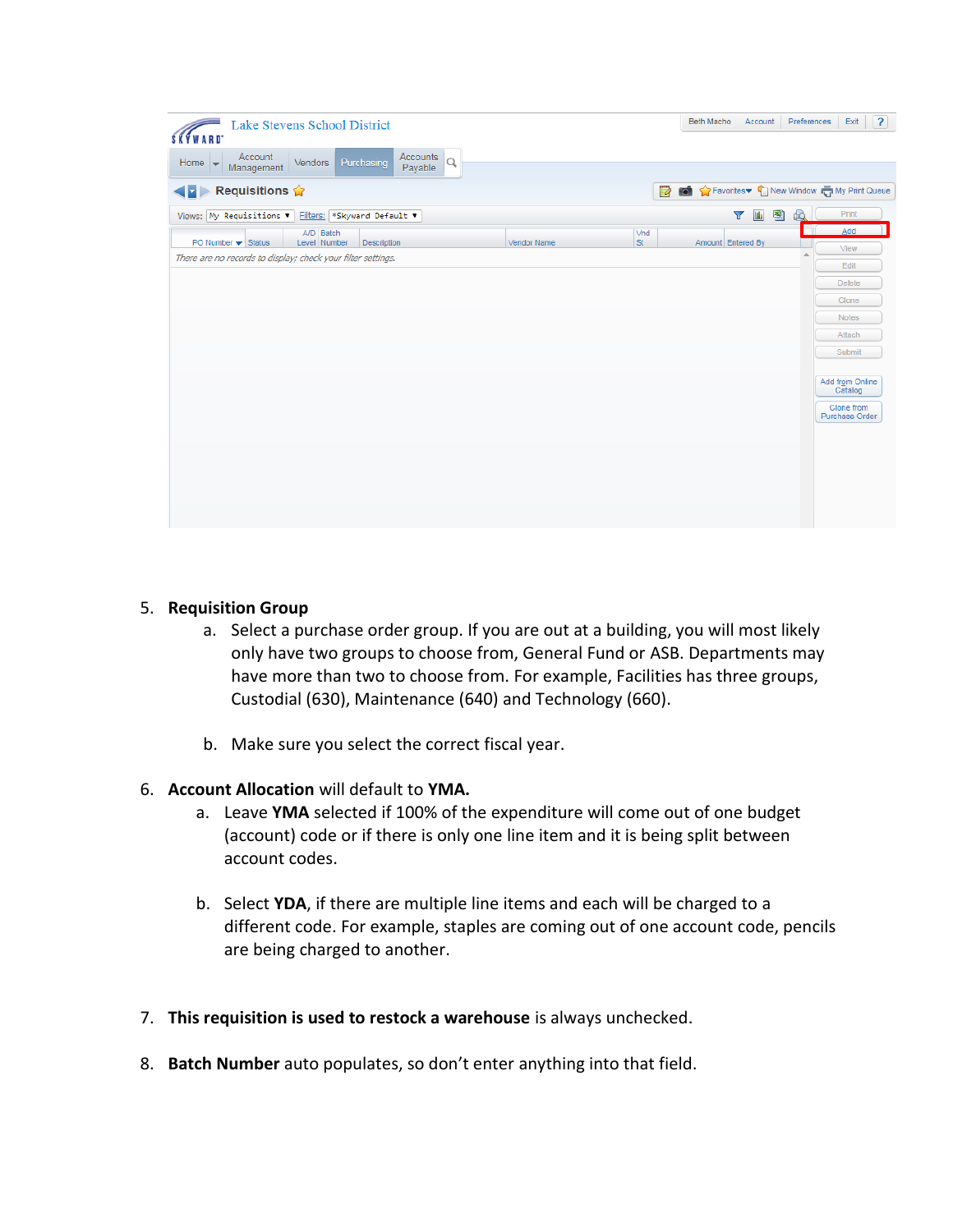5. **Requisition Group**
    a. Select a purchase order group. If you are out at a building, you will most likely only have two groups to choose from, General Fund or ASB. Departments may have more than two to choose from. For example, Facilities has three groups, Custodial (630), Maintenance (640) and Technology (660).

    b. Make sure you select the correct fiscal year.

6. **Account Allocation** will default to **YMA.**
    a. Leave **YMA** selected if 100% of the expenditure will come out of one budget (account) code or if there is only one line item and it is being split between account codes.

    b. Select **YDA**, if there are multiple line items and each will be charged to a different code. For example, staples are coming out of one account code, pencils are being charged to another.

7. **This requisition is used to restock a warehouse** is always unchecked.

8. **Batch Number** auto populates, so don't enter anything into that field.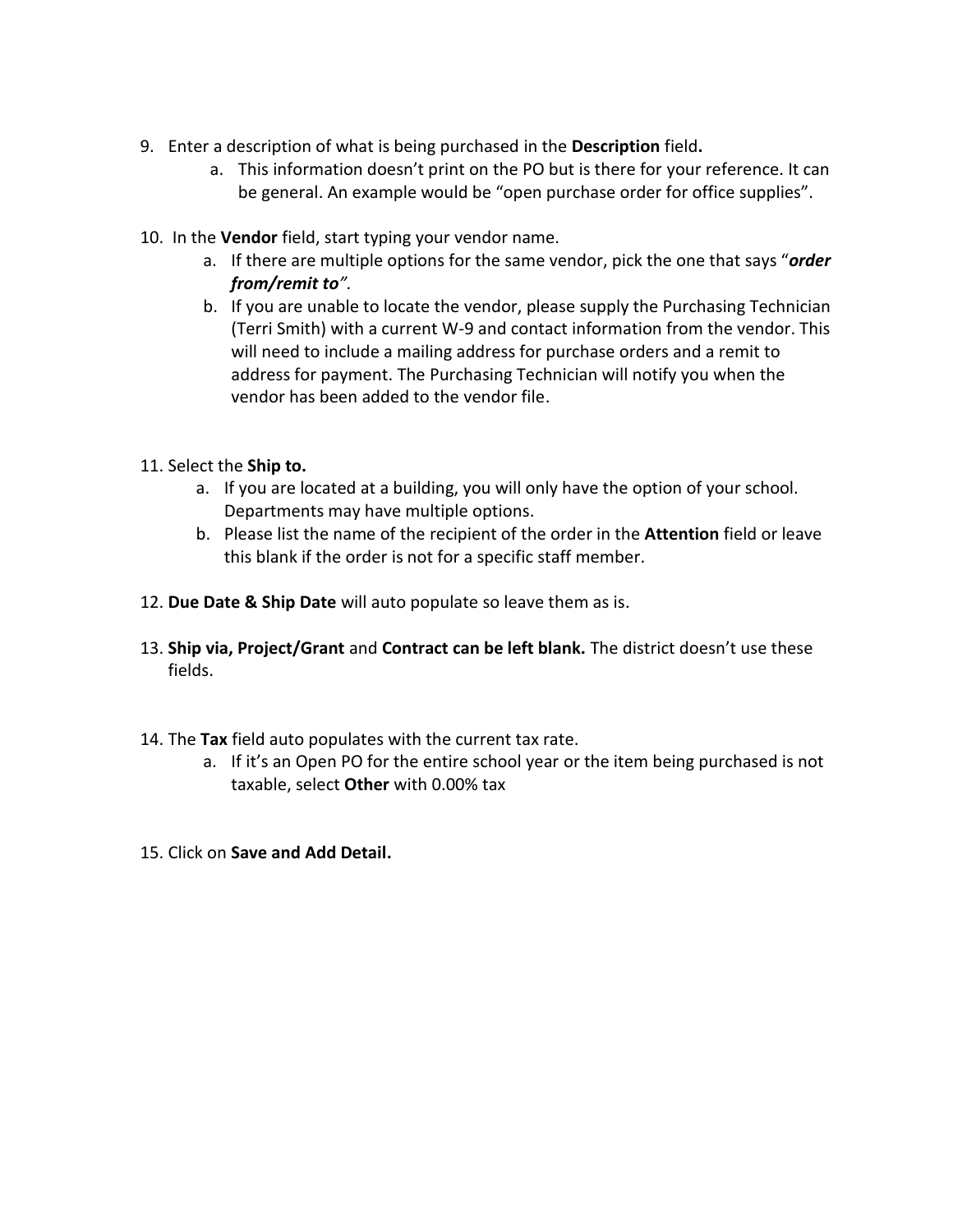9. Enter a description of what is being purchased in the **Description** field**.**
   a. This information doesn't print on the PO but is there for your reference. It can be general. An example would be "open purchase order for office supplies".

10. In the **Vendor** field, start typing your vendor name.
    a. If there are multiple options for the same vendor, pick the one that says "***order from/remit to***".
    b. If you are unable to locate the vendor, please supply the Purchasing Technician (Terri Smith) with a current W-9 and contact information from the vendor. This will need to include a mailing address for purchase orders and a remit to address for payment. The Purchasing Technician will notify you when the vendor has been added to the vendor file.

11. Select the **Ship to.**
    a. If you are located at a building, you will only have the option of your school. Departments may have multiple options.
    b. Please list the name of the recipient of the order in the **Attention** field or leave this blank if the order is not for a specific staff member.

12. **Due Date & Ship Date** will auto populate so leave them as is.

13. **Ship via, Project/Grant** and **Contract can be left blank.** The district doesn't use these fields.

14. The **Tax** field auto populates with the current tax rate.
    a. If it's an Open PO for the entire school year or the item being purchased is not taxable, select **Other** with 0.00% tax

15. Click on **Save and Add Detail.**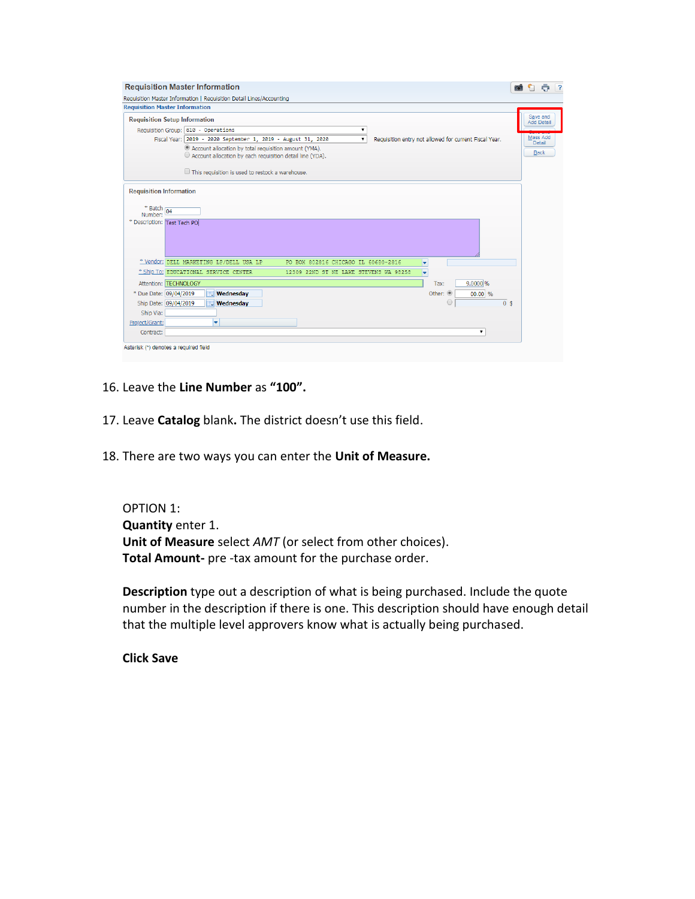Requisition Master Information

Requisition Master Information | Requisition Detail Lines/Accounting

Requisition Master Information

Requisition Setup Information

Requisition Group: 610 - Operations

Fiscal Year: 2019 - 2020 September 1, 2019 - August 31, 2020 — Requisition entry not allowed for current Fiscal Year.

- Account allocation by total requisition amount (YMA).
- Account allocation by each requisition detail line (YDA).

This requisition is used to restock a warehouse.

Save and Add Detail | Mass Add Detail | Back

Requisition Information

* Batch Number: 04

* Description: Test Tech PO

* Vendor: DELL MARKETING LP/DELL USA LP PO BOX 802816 CHICAGO IL 60680-2816

* Ship To: EDUCATIONAL SERVICE CENTER 12309 22ND ST NE LAKE STEVENS WA 98258

Attention: TECHNOLOGY

Tax: 9.0000 %

* Due Date: 09/04/2019 Wednesday

Other: 00.00 %

Ship Date: 09/04/2019 Wednesday

0 $

Ship Via:

Project/Grant:

Contract:

Asterisk (*) denotes a required field

16. Leave the **Line Number** as **"100".**

17. Leave **Catalog** blank**.** The district doesn't use this field.

18. There are two ways you can enter the **Unit of Measure.**

OPTION 1:
**Quantity** enter 1.
**Unit of Measure** select *AMT* (or select from other choices).
**Total Amount-** pre -tax amount for the purchase order.

**Description** type out a description of what is being purchased. Include the quote number in the description if there is one. This description should have enough detail that the multiple level approvers know what is actually being purchased.

**Click Save**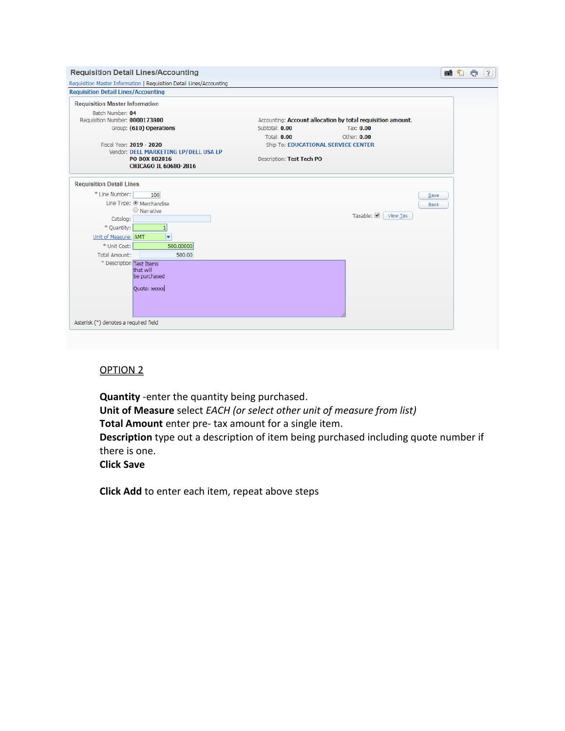Requisition Detail Lines/Accounting

Requisition Master Information | Requisition Detail Lines/Accounting

Requisition Detail Lines/Accounting

**Requisition Master Information**

Batch Number: **04**
Requisition Number: **0000173800**
Group: **(610) Operations**

Fiscal Year: **2019 - 2020**
Vendor: **DELL MARKETING LP/ DELL USA LP**
**PO BOX 802816**
**CHICAGO IL 60680-2816**

Accounting: **Account allocation by total requisition amount.**
Subtotal: **0.00** Tax: **0.00**
Total: **0.00** Other: **0.00**
Ship To: **EDUCATIONAL SERVICE CENTER**

Description: **Test Tech PO**

**Requisition Detail Lines**

* Line Number: 100
Line Type: Merchandise / Narrative
Catalog:
* Quantity: 1
Unit of Measure: AMT
* Unit Cost: 500.00000
Total Amount: 500.00
* Description: Test Items that will be purchased

Quote: xxxxx

Taxable: View Tax

Save
Back

Asterisk (*) denotes a required field

## OPTION 2

**Quantity** -enter the quantity being purchased.
**Unit of Measure** select *EACH (or select other unit of measure from list)*
**Total Amount** enter pre- tax amount for a single item.
**Description** type out a description of item being purchased including quote number if there is one.
**Click Save**

**Click Add** to enter each item, repeat above steps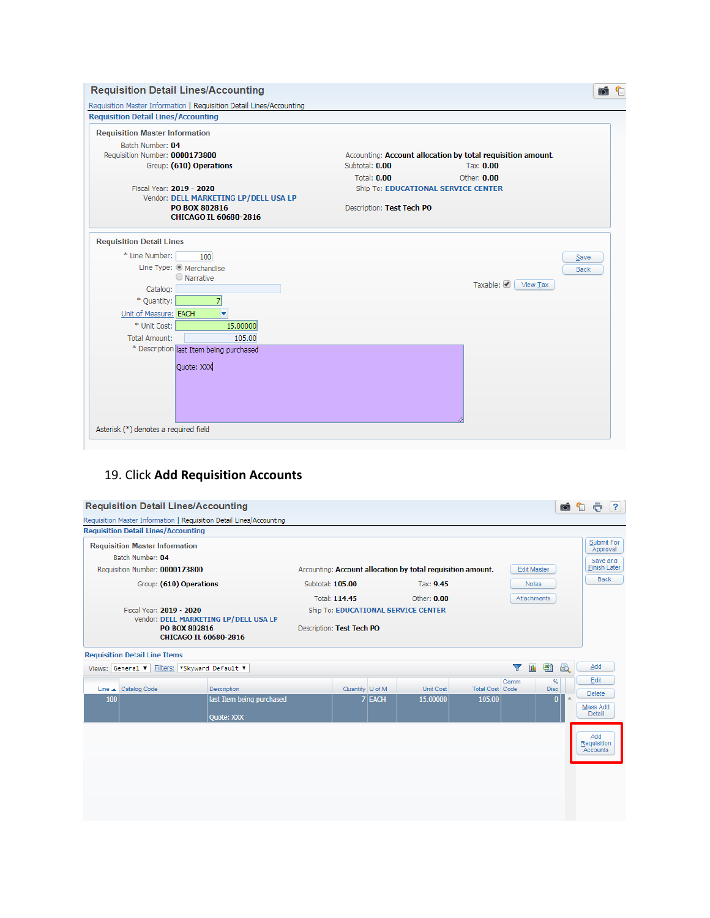## Requisition Detail Lines/Accounting

Requisition Master Information | Requisition Detail Lines/Accounting

**Requisition Detail Lines/Accounting**

**Requisition Master Information**

Batch Number: **04**
Requisition Number: **0000173800**
Group: **(610) Operations**

Fiscal Year: **2019 - 2020**
Vendor: **DELL MARKETING LP/DELL USA LP**
**PO BOX 802816**
**CHICAGO IL 60680-2816**

Accounting: **Account allocation by total requisition amount.**
Subtotal: **0.00** Tax: **0.00**
Total: **0.00** Other: **0.00**
Ship To: **EDUCATIONAL SERVICE CENTER**
Description: **Test Tech PO**

**Requisition Detail Lines**

\* Line Number: 100
Line Type: Merchandise / Narrative
Catalog:
\* Quantity: 7
Unit of Measure: EACH
\* Unit Cost: 15.00000
Total Amount: 105.00
\* Description: last Item being purchased

Quote: XXX

Taxable: ☑ View Tax

Save | Back

Asterisk (\*) denotes a required field

19. Click **Add Requisition Accounts**

## Requisition Detail Lines/Accounting

Requisition Master Information | Requisition Detail Lines/Accounting

**Requisition Detail Lines/Accounting**

**Requisition Master Information**

Batch Number: **04**
Requisition Number: **0000173800**
Group: **(610) Operations**

Fiscal Year: **2019 - 2020**
Vendor: **DELL MARKETING LP/DELL USA LP**
**PO BOX 802816**
**CHICAGO IL 60680-2816**

Accounting: **Account allocation by total requisition amount.**
Subtotal: **105.00** Tax: **9.45**
Total: **114.45** Other: **0.00**
Ship To: **EDUCATIONAL SERVICE CENTER**
Description: **Test Tech PO**

Edit Master | Notes | Attachments

Submit For Approval | Save and Finish Later | Back

**Requisition Detail Line Items**

Views: General | Filters: \*Skyward Default

| Line | Catalog Code | Description | Quantity | U of M | Unit Cost | Total Cost | Comm Code | % Disc |
|---|---|---|---|---|---|---|---|---|
| 100 | | last Item being purchased<br><br>Quote: XXX | 7 | EACH | 15.00000 | 105.00 | | 0 |

Add | Edit | Delete | Mass Add Detail | Add Requisition Accounts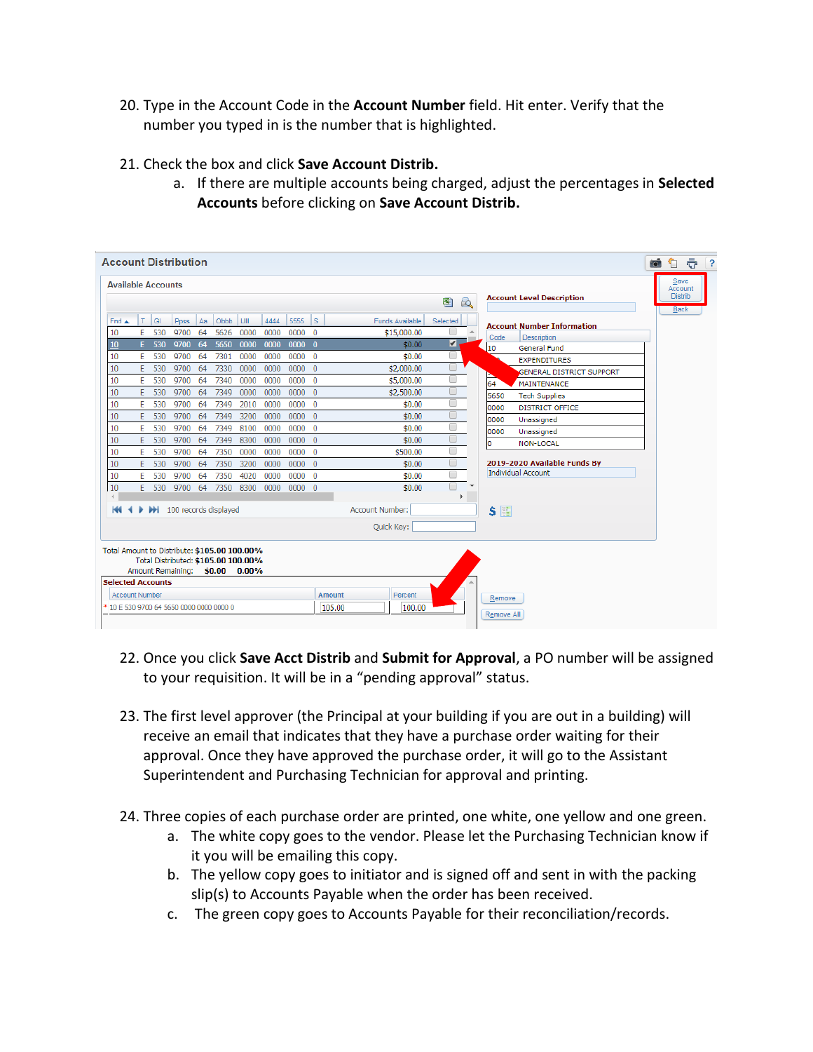20. Type in the Account Code in the **Account Number** field. Hit enter. Verify that the number you typed in is the number that is highlighted.

21. Check the box and click **Save Account Distrib.**
    a. If there are multiple accounts being charged, adjust the percentages in **Selected Accounts** before clicking on **Save Account Distrib.**

22. Once you click **Save Acct Distrib** and **Submit for Approval**, a PO number will be assigned to your requisition. It will be in a "pending approval" status.

23. The first level approver (the Principal at your building if you are out in a building) will receive an email that indicates that they have a purchase order waiting for their approval. Once they have approved the purchase order, it will go to the Assistant Superintendent and Purchasing Technician for approval and printing.

24. Three copies of each purchase order are printed, one white, one yellow and one green.
    a. The white copy goes to the vendor. Please let the Purchasing Technician know if it you will be emailing this copy.
    b. The yellow copy goes to initiator and is signed off and sent in with the packing slip(s) to Accounts Payable when the order has been received.
    c. The green copy goes to Accounts Payable for their reconciliation/records.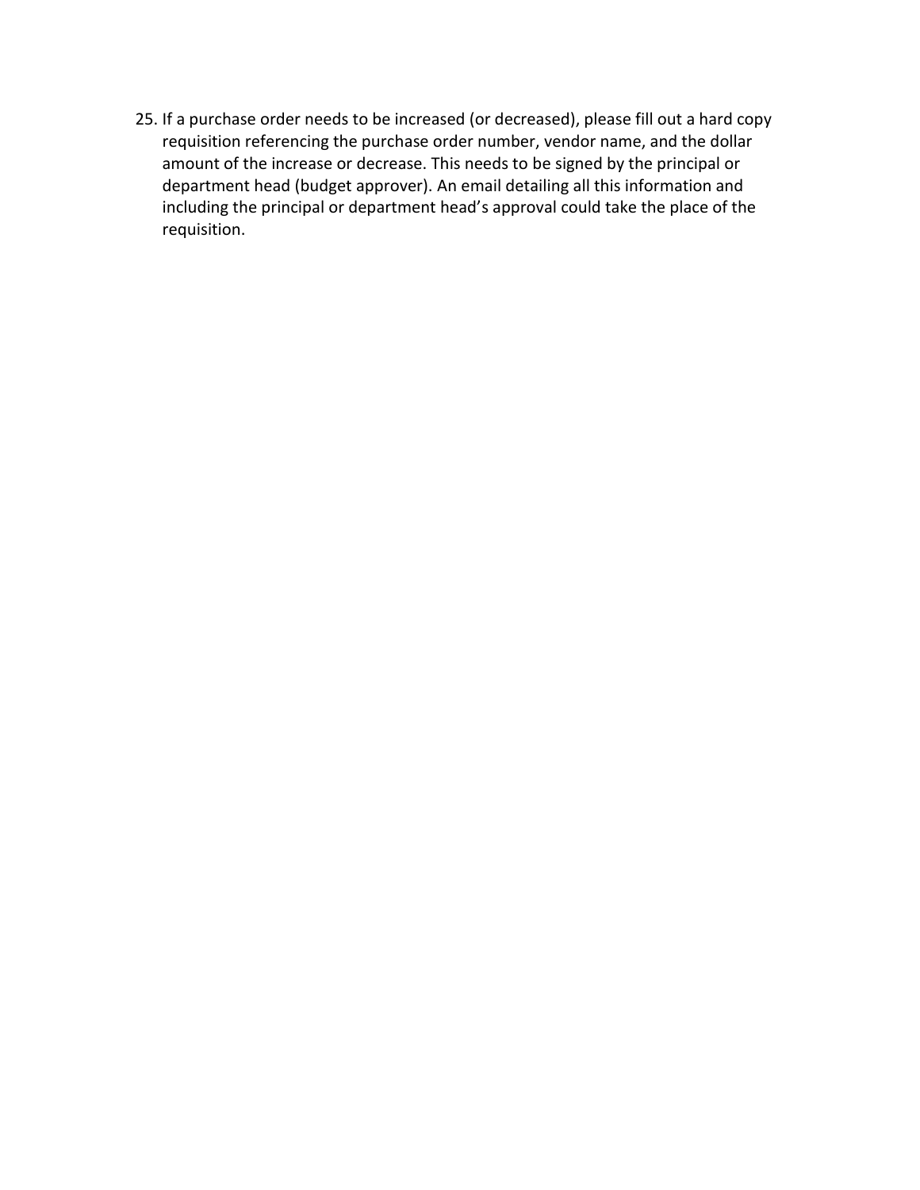25. If a purchase order needs to be increased (or decreased), please fill out a hard copy requisition referencing the purchase order number, vendor name, and the dollar amount of the increase or decrease. This needs to be signed by the principal or department head (budget approver). An email detailing all this information and including the principal or department head's approval could take the place of the requisition.